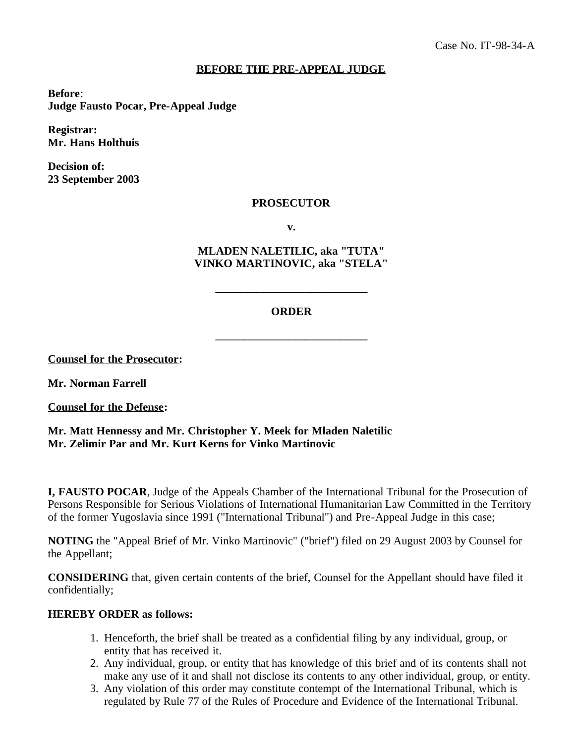Case No. IT-98-34-A

**BEFORE THE PRE-APPEAL JUDGE**

**Before**:
**Judge Fausto Pocar, Pre-Appeal Judge**

**Registrar:**
**Mr. Hans Holthuis**

**Decision of:**
**23 September 2003**

**PROSECUTOR**

**v.**

**MLADEN NALETILIC, aka "TUTA"**
**VINKO MARTINOVIC, aka "STELA"**

---

**ORDER**

---

**Counsel for the Prosecutor:**

**Mr. Norman Farrell**

**Counsel for the Defense:**

**Mr. Matt Hennessy and Mr. Christopher Y. Meek for Mladen Naletilic**
**Mr. Zelimir Par and Mr. Kurt Kerns for Vinko Martinovic**

**I, FAUSTO POCAR**, Judge of the Appeals Chamber of the International Tribunal for the Prosecution of Persons Responsible for Serious Violations of International Humanitarian Law Committed in the Territory of the former Yugoslavia since 1991 ("International Tribunal") and Pre-Appeal Judge in this case;

**NOTING** the "Appeal Brief of Mr. Vinko Martinovic" ("brief") filed on 29 August 2003 by Counsel for the Appellant;

**CONSIDERING** that, given certain contents of the brief, Counsel for the Appellant should have filed it confidentially;

**HEREBY ORDER as follows:**

1. Henceforth, the brief shall be treated as a confidential filing by any individual, group, or entity that has received it.
2. Any individual, group, or entity that has knowledge of this brief and of its contents shall not make any use of it and shall not disclose its contents to any other individual, group, or entity.
3. Any violation of this order may constitute contempt of the International Tribunal, which is regulated by Rule 77 of the Rules of Procedure and Evidence of the International Tribunal.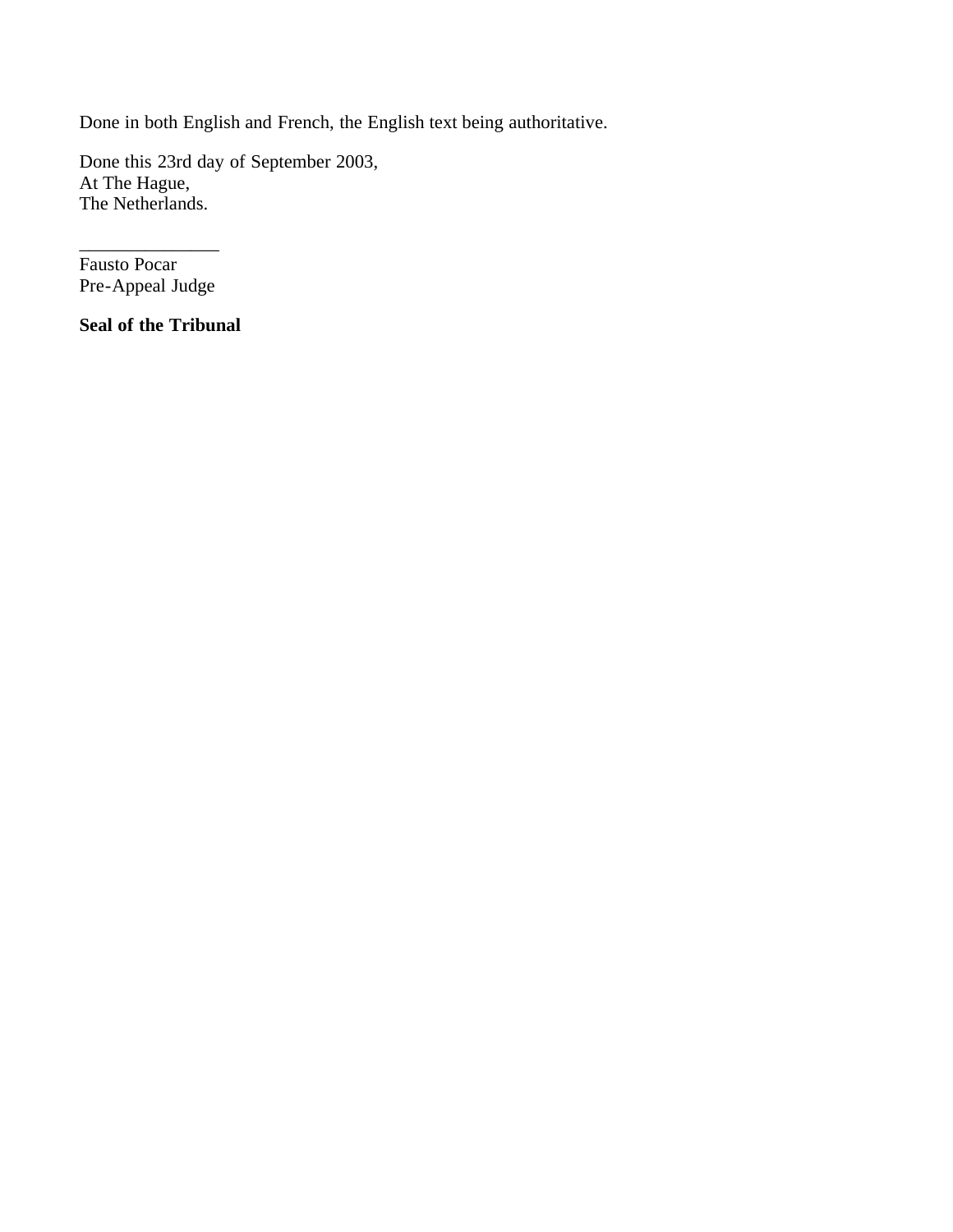Done in both English and French, the English text being authoritative.

Done this 23rd day of September 2003,
At The Hague,
The Netherlands.

_______________
Fausto Pocar
Pre-Appeal Judge

**Seal of the Tribunal**